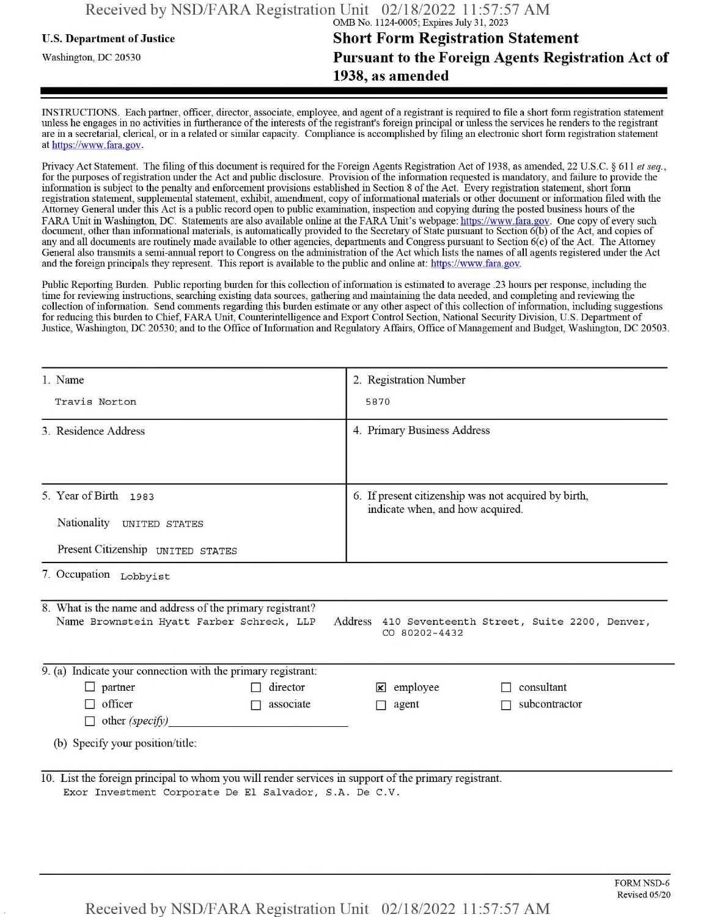U.S. Department of Justice

Washington, DC 20530

OMB No. 1124-0005; Expires July 31, 2023

# Short Form Registration Statement Pursuant to the Foreign Agents Registration Act of 1938, as amended

INSTRUCTIONS. Each partner, officer, director, associate, employee, and agent of a registrant is required to file a short form registration statement unless he engages in no activities in furtherance of the interests of the registrant's foreign principal or unless the services he renders to the registrant are in a secretarial, clerical, or in a related or similar capacity. Compliance is accomplished by filing an electronic short form registration statement at https://www.fara.gov.

Privacy Act Statement. The filing of this document is required for the Foreign Agents Registration Act of 1938, as amended, 22 U.S.C. § 611 *et seq.*, for the purposes of registration under the Act and public disclosure. Provision of the information requested is mandatory, and failure to provide the information is subject to the penalty and enforcement provisions established in Section 8 of the Act. Every registration statement, short form registration statement, supplemental statement, exhibit, amendment, copy of informational materials or other document or information filed with the Attorney General under this Act is a public record open to public examination, inspection and copying during the posted business hours of the FARA Unit in Washington, DC. Statements are also available online at the FARA Unit's webpage: https://www.fara.gov. One copy of every such document, other than informational materials, is automatically provided to the Secretary of State pursuant to Section 6(b) of the Act, and copies of any and all documents are routinely made available to other agencies, departments and Congress pursuant to Section 6(c) of the Act. The Attorney General also transmits a semi-annual report to Congress on the administration of the Act which lists the names of all agents registered under the Act and the foreign principals they represent. This report is available to the public and online at: https://www.fara.gov.

Public Reporting Burden. Public reporting burden for this collection of information is estimated to average .23 hours per response, including the time for reviewing instructions, searching existing data sources, gathering and maintaining the data needed, and completing and reviewing the collection of information. Send comments regarding this burden estimate or any other aspect of this collection of information, including suggestions for reducing this burden to Chief, FARA Unit, Counterintelligence and Export Control Section, National Security Division, U.S. Department of Justice, Washington, DC 20530; and to the Office of Information and Regulatory Affairs, Office of Management and Budget, Washington, DC 20503.

| 1. Name | 2. Registration Number |
|---|---|
| Travis Norton | 5870 |
| 3. Residence Address | 4. Primary Business Address |
| | |
| 5. Year of Birth 1983<br>Nationality UNITED STATES<br>Present Citizenship UNITED STATES | 6. If present citizenship was not acquired by birth, indicate when, and how acquired. |

7. Occupation Lobbyist

8. What is the name and address of the primary registrant?
Name Brownstein Hyatt Farber Schreck, LLP Address 410 Seventeenth Street, Suite 2200, Denver, CO 80202-4432

9. (a) Indicate your connection with the primary registrant:

- ☐ partner
- ☐ director
- ☒ employee
- ☐ consultant
- ☐ officer
- ☐ associate
- ☐ agent
- ☐ subcontractor
- ☐ other *(specify)*

(b) Specify your position/title:

10. List the foreign principal to whom you will render services in support of the primary registrant.
Exor Investment Corporate De El Salvador, S.A. De C.V.

FORM NSD-6
Revised 05/20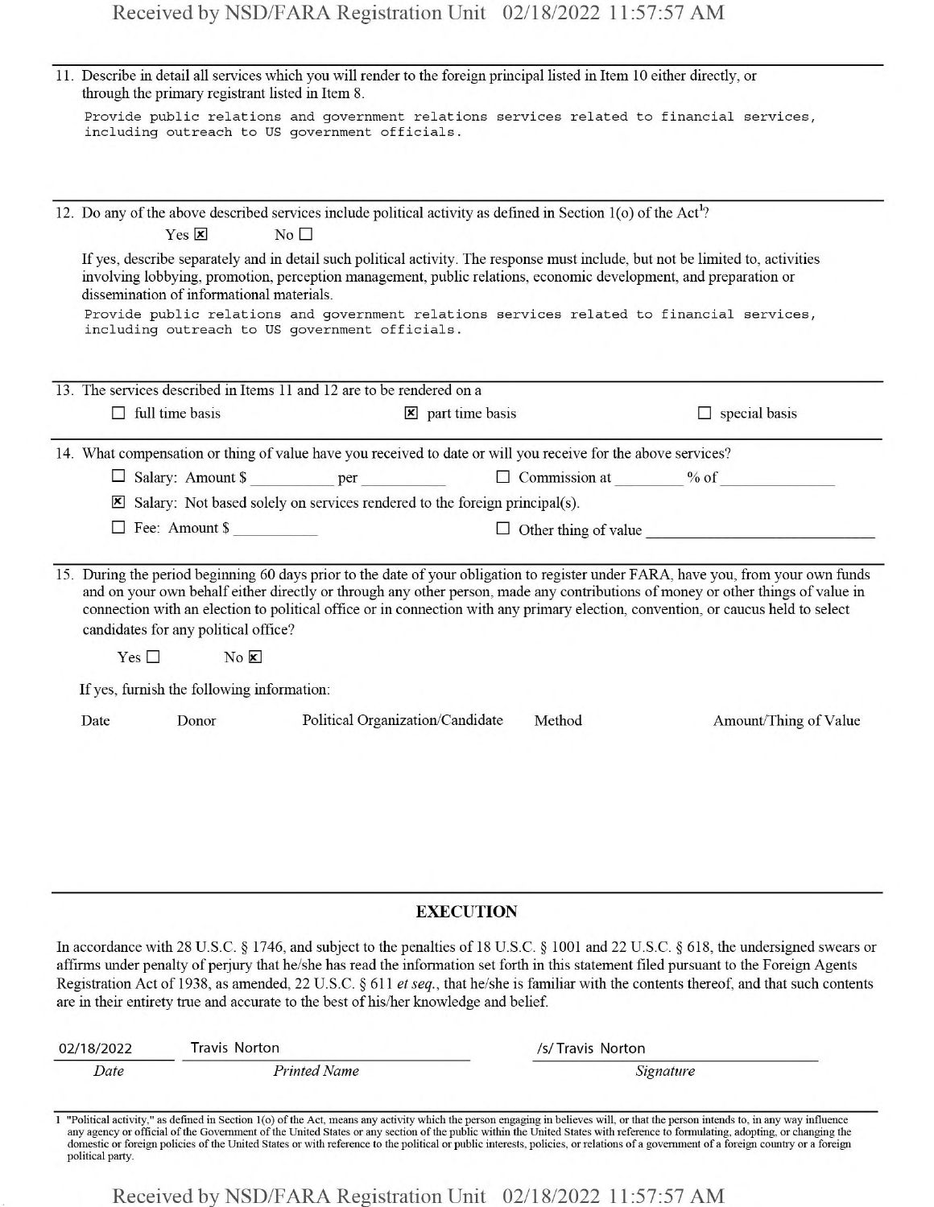11. Describe in detail all services which you will render to the foreign principal listed in Item 10 either directly, or through the primary registrant listed in Item 8.

    Provide public relations and government relations services related to financial services, including outreach to US government officials.

12. Do any of the above described services include political activity as defined in Section 1(o) of the Act[1]?

    Yes ☒ No ☐

    If yes, describe separately and in detail such political activity. The response must include, but not be limited to, activities involving lobbying, promotion, perception management, public relations, economic development, and preparation or dissemination of informational materials.

    Provide public relations and government relations services related to financial services, including outreach to US government officials.

13. The services described in Items 11 and 12 are to be rendered on a

    ☐ full time basis ☒ part time basis ☐ special basis

14. What compensation or thing of value have you received to date or will you receive for the above services?

    ☐ Salary: Amount $ __________ per __________ ☐ Commission at ________ % of ______________

    ☒ Salary: Not based solely on services rendered to the foreign principal(s).

    ☐ Fee: Amount $ __________ ☐ Other thing of value ____________________

15. During the period beginning 60 days prior to the date of your obligation to register under FARA, have you, from your own funds and on your own behalf either directly or through any other person, made any contributions of money or other things of value in connection with an election to political office or in connection with any primary election, convention, or caucus held to select candidates for any political office?

    Yes ☐ No ☒

    If yes, furnish the following information:

| Date | Donor | Political Organization/Candidate | Method | Amount/Thing of Value |
| --- | --- | --- | --- | --- |

## EXECUTION

In accordance with 28 U.S.C. § 1746, and subject to the penalties of 18 U.S.C. § 1001 and 22 U.S.C. § 618, the undersigned swears or affirms under penalty of perjury that he/she has read the information set forth in this statement filed pursuant to the Foreign Agents Registration Act of 1938, as amended, 22 U.S.C. § 611 *et seq.*, that he/she is familiar with the contents thereof, and that such contents are in their entirety true and accurate to the best of his/her knowledge and belief.

| 02/18/2022 | Travis Norton | /s/ Travis Norton |
| --- | --- | --- |
| *Date* | *Printed Name* | *Signature* |

[1] "Political activity," as defined in Section 1(o) of the Act, means any activity which the person engaging in believes will, or that the person intends to, in any way influence any agency or official of the Government of the United States or any section of the public within the United States with reference to formulating, adopting, or changing the domestic or foreign policies of the United States or with reference to the political or public interests, policies, or relations of a government of a foreign country or a foreign political party.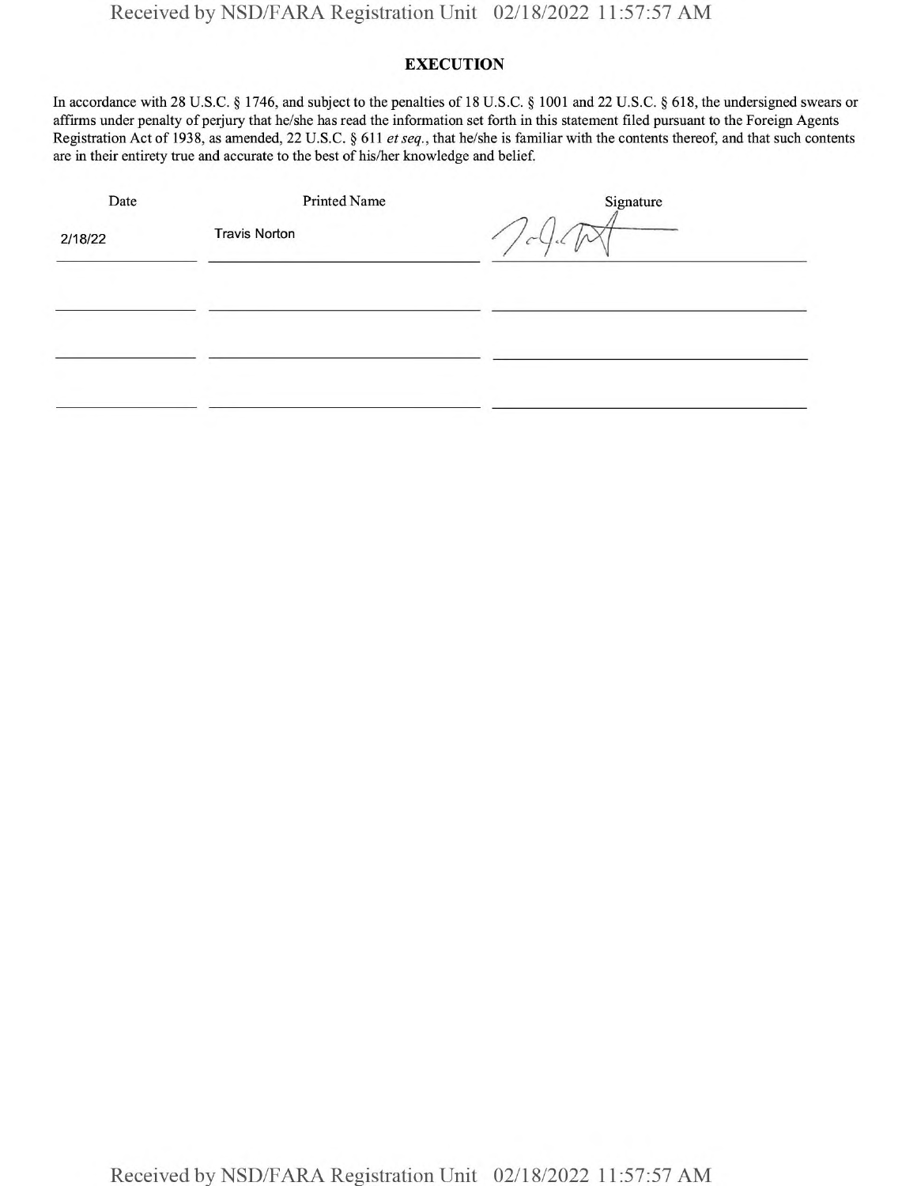## EXECUTION

In accordance with 28 U.S.C. § 1746, and subject to the penalties of 18 U.S.C. § 1001 and 22 U.S.C. § 618, the undersigned swears or affirms under penalty of perjury that he/she has read the information set forth in this statement filed pursuant to the Foreign Agents Registration Act of 1938, as amended, 22 U.S.C. § 611 *et seq.*, that he/she is familiar with the contents thereof, and that such contents are in their entirety true and accurate to the best of his/her knowledge and belief.

| Date | Printed Name | Signature |
|---|---|---|
| 2/18/22 | Travis Norton | [signature] |
| | | |
| | | |
| | | |